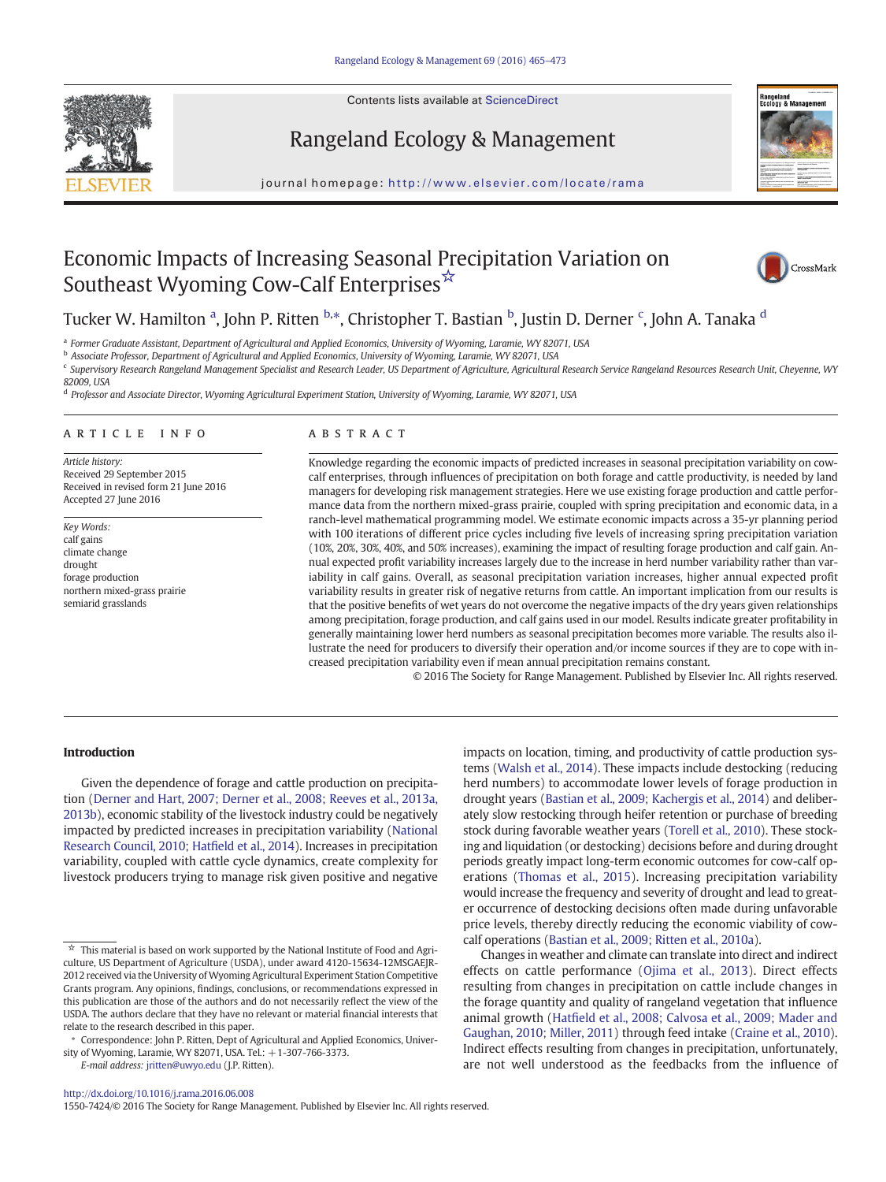# Economic Impacts of Increasing Seasonal Precipitation Variation on Southeast Wyoming Cow-Calf Enterprises☆

Tucker W. Hamilton [a], John P. Ritten [b,*], Christopher T. Bastian [b], Justin D. Derner [c], John A. Tanaka [d]

[a] Former Graduate Assistant, Department of Agricultural and Applied Economics, University of Wyoming, Laramie, WY 82071, USA
[b] Associate Professor, Department of Agricultural and Applied Economics, University of Wyoming, Laramie, WY 82071, USA
[c] Supervisory Research Rangeland Management Specialist and Research Leader, US Department of Agriculture, Agricultural Research Service Rangeland Resources Research Unit, Cheyenne, WY 82009, USA
[d] Professor and Associate Director, Wyoming Agricultural Experiment Station, University of Wyoming, Laramie, WY 82071, USA

## ARTICLE INFO

*Article history:*
Received 29 September 2015
Received in revised form 21 June 2016
Accepted 27 June 2016

*Key Words:*
calf gains
climate change
drought
forage production
northern mixed-grass prairie
semiarid grasslands

## ABSTRACT

Knowledge regarding the economic impacts of predicted increases in seasonal precipitation variability on cow-calf enterprises, through influences of precipitation on both forage and cattle productivity, is needed by land managers for developing risk management strategies. Here we use existing forage production and cattle performance data from the northern mixed-grass prairie, coupled with spring precipitation and economic data, in a ranch-level mathematical programming model. We estimate economic impacts across a 35-yr planning period with 100 iterations of different price cycles including five levels of increasing spring precipitation variation (10%, 20%, 30%, 40%, and 50% increases), examining the impact of resulting forage production and calf gain. Annual expected profit variability increases largely due to the increase in herd number variability rather than variability in calf gains. Overall, as seasonal precipitation variation increases, higher annual expected profit variability results in greater risk of negative returns from cattle. An important implication from our results is that the positive benefits of wet years do not overcome the negative impacts of the dry years given relationships among precipitation, forage production, and calf gains used in our model. Results indicate greater profitability in generally maintaining lower herd numbers as seasonal precipitation becomes more variable. The results also illustrate the need for producers to diversify their operation and/or income sources if they are to cope with increased precipitation variability even if mean annual precipitation remains constant.

© 2016 The Society for Range Management. Published by Elsevier Inc. All rights reserved.

## Introduction

Given the dependence of forage and cattle production on precipitation (Derner and Hart, 2007; Derner et al., 2008; Reeves et al., 2013a, 2013b), economic stability of the livestock industry could be negatively impacted by predicted increases in precipitation variability (National Research Council, 2010; Hatfield et al., 2014). Increases in precipitation variability, coupled with cattle cycle dynamics, create complexity for livestock producers trying to manage risk given positive and negative impacts on location, timing, and productivity of cattle production systems (Walsh et al., 2014). These impacts include destocking (reducing herd numbers) to accommodate lower levels of forage production in drought years (Bastian et al., 2009; Kachergis et al., 2014) and deliberately slow restocking through heifer retention or purchase of breeding stock during favorable weather years (Torell et al., 2010). These stocking and liquidation (or destocking) decisions before and during drought periods greatly impact long-term economic outcomes for cow-calf operations (Thomas et al., 2015). Increasing precipitation variability would increase the frequency and severity of drought and lead to greater occurrence of destocking decisions often made during unfavorable price levels, thereby directly reducing the economic viability of cow-calf operations (Bastian et al., 2009; Ritten et al., 2010a).

Changes in weather and climate can translate into direct and indirect effects on cattle performance (Ojima et al., 2013). Direct effects resulting from changes in precipitation on cattle include changes in the forage quantity and quality of rangeland vegetation that influence animal growth (Hatfield et al., 2008; Calvosa et al., 2009; Mader and Gaughan, 2010; Miller, 2011) through feed intake (Craine et al., 2010). Indirect effects resulting from changes in precipitation, unfortunately, are not well understood as the feedbacks from the influence of

☆ This material is based on work supported by the National Institute of Food and Agriculture, US Department of Agriculture (USDA), under award 4120-15634-12MSGAEJR-2012 received via the University of Wyoming Agricultural Experiment Station Competitive Grants program. Any opinions, findings, conclusions, or recommendations expressed in this publication are those of the authors and do not necessarily reflect the view of the USDA. The authors declare that they have no relevant or material financial interests that relate to the research described in this paper.

\* Correspondence: John P. Ritten, Dept of Agricultural and Applied Economics, University of Wyoming, Laramie, WY 82071, USA. Tel.: +1-307-766-3373.
*E-mail address:* jritten@uwyo.edu (J.P. Ritten).

http://dx.doi.org/10.1016/j.rama.2016.06.008
1550-7424/© 2016 The Society for Range Management. Published by Elsevier Inc. All rights reserved.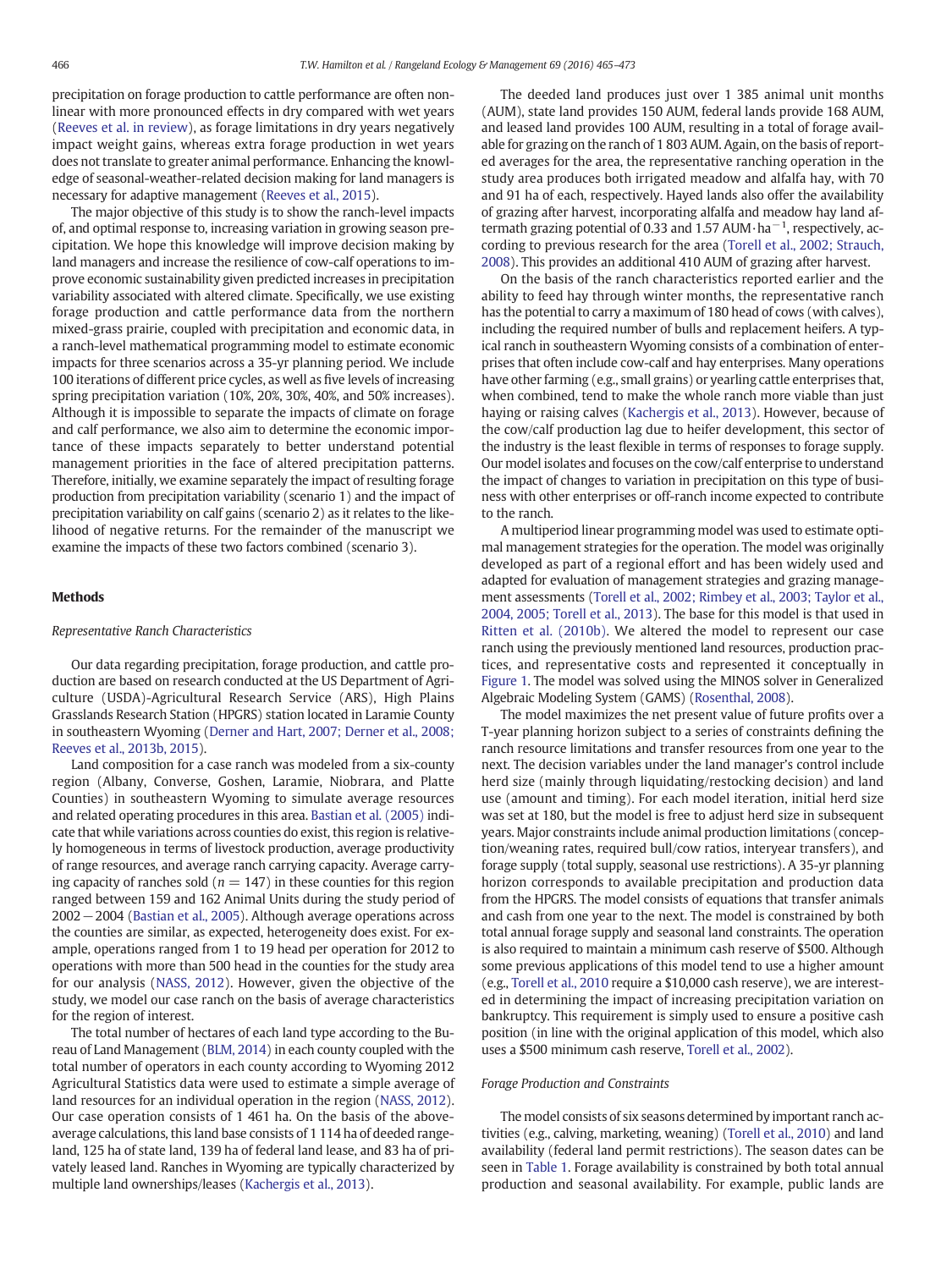precipitation on forage production to cattle performance are often nonlinear with more pronounced effects in dry compared with wet years (Reeves et al. in review), as forage limitations in dry years negatively impact weight gains, whereas extra forage production in wet years does not translate to greater animal performance. Enhancing the knowledge of seasonal-weather-related decision making for land managers is necessary for adaptive management (Reeves et al., 2015).

The major objective of this study is to show the ranch-level impacts of, and optimal response to, increasing variation in growing season precipitation. We hope this knowledge will improve decision making by land managers and increase the resilience of cow-calf operations to improve economic sustainability given predicted increases in precipitation variability associated with altered climate. Specifically, we use existing forage production and cattle performance data from the northern mixed-grass prairie, coupled with precipitation and economic data, in a ranch-level mathematical programming model to estimate economic impacts for three scenarios across a 35-yr planning period. We include 100 iterations of different price cycles, as well as five levels of increasing spring precipitation variation (10%, 20%, 30%, 40%, and 50% increases). Although it is impossible to separate the impacts of climate on forage and calf performance, we also aim to determine the economic importance of these impacts separately to better understand potential management priorities in the face of altered precipitation patterns. Therefore, initially, we examine separately the impact of resulting forage production from precipitation variability (scenario 1) and the impact of precipitation variability on calf gains (scenario 2) as it relates to the likelihood of negative returns. For the remainder of the manuscript we examine the impacts of these two factors combined (scenario 3).

## Methods

### Representative Ranch Characteristics

Our data regarding precipitation, forage production, and cattle production are based on research conducted at the US Department of Agriculture (USDA)-Agricultural Research Service (ARS), High Plains Grasslands Research Station (HPGRS) station located in Laramie County in southeastern Wyoming (Derner and Hart, 2007; Derner et al., 2008; Reeves et al., 2013b, 2015).

Land composition for a case ranch was modeled from a six-county region (Albany, Converse, Goshen, Laramie, Niobrara, and Platte Counties) in southeastern Wyoming to simulate average resources and related operating procedures in this area. Bastian et al. (2005) indicate that while variations across counties do exist, this region is relatively homogeneous in terms of livestock production, average productivity of range resources, and average ranch carrying capacity. Average carrying capacity of ranches sold ($n = 147$) in these counties for this region ranged between 159 and 162 Animal Units during the study period of 2002 − 2004 (Bastian et al., 2005). Although average operations across the counties are similar, as expected, heterogeneity does exist. For example, operations ranged from 1 to 19 head per operation for 2012 to operations with more than 500 head in the counties for the study area for our analysis (NASS, 2012). However, given the objective of the study, we model our case ranch on the basis of average characteristics for the region of interest.

The total number of hectares of each land type according to the Bureau of Land Management (BLM, 2014) in each county coupled with the total number of operators in each county according to Wyoming 2012 Agricultural Statistics data were used to estimate a simple average of land resources for an individual operation in the region (NASS, 2012). Our case operation consists of 1 461 ha. On the basis of the above-average calculations, this land base consists of 1 114 ha of deeded rangeland, 125 ha of state land, 139 ha of federal land lease, and 83 ha of privately leased land. Ranches in Wyoming are typically characterized by multiple land ownerships/leases (Kachergis et al., 2013).

The deeded land produces just over 1 385 animal unit months (AUM), state land provides 150 AUM, federal lands provide 168 AUM, and leased land provides 100 AUM, resulting in a total of forage available for grazing on the ranch of 1 803 AUM. Again, on the basis of reported averages for the area, the representative ranching operation in the study area produces both irrigated meadow and alfalfa hay, with 70 and 91 ha of each, respectively. Hayed lands also offer the availability of grazing after harvest, incorporating alfalfa and meadow hay land aftermath grazing potential of 0.33 and 1.57 $\text{AUM}\cdot\text{ha}^{-1}$, respectively, according to previous research for the area (Torell et al., 2002; Strauch, 2008). This provides an additional 410 AUM of grazing after harvest.

On the basis of the ranch characteristics reported earlier and the ability to feed hay through winter months, the representative ranch has the potential to carry a maximum of 180 head of cows (with calves), including the required number of bulls and replacement heifers. A typical ranch in southeastern Wyoming consists of a combination of enterprises that often include cow-calf and hay enterprises. Many operations have other farming (e.g., small grains) or yearling cattle enterprises that, when combined, tend to make the whole ranch more viable than just haying or raising calves (Kachergis et al., 2013). However, because of the cow/calf production lag due to heifer development, this sector of the industry is the least flexible in terms of responses to forage supply. Our model isolates and focuses on the cow/calf enterprise to understand the impact of changes to variation in precipitation on this type of business with other enterprises or off-ranch income expected to contribute to the ranch.

A multiperiod linear programming model was used to estimate optimal management strategies for the operation. The model was originally developed as part of a regional effort and has been widely used and adapted for evaluation of management strategies and grazing management assessments (Torell et al., 2002; Rimbey et al., 2003; Taylor et al., 2004, 2005; Torell et al., 2013). The base for this model is that used in Ritten et al. (2010b). We altered the model to represent our case ranch using the previously mentioned land resources, production practices, and representative costs and represented it conceptually in Figure 1. The model was solved using the MINOS solver in Generalized Algebraic Modeling System (GAMS) (Rosenthal, 2008).

The model maximizes the net present value of future profits over a T-year planning horizon subject to a series of constraints defining the ranch resource limitations and transfer resources from one year to the next. The decision variables under the land manager's control include herd size (mainly through liquidating/restocking decision) and land use (amount and timing). For each model iteration, initial herd size was set at 180, but the model is free to adjust herd size in subsequent years. Major constraints include animal production limitations (conception/weaning rates, required bull/cow ratios, interyear transfers), and forage supply (total supply, seasonal use restrictions). A 35-yr planning horizon corresponds to available precipitation and production data from the HPGRS. The model consists of equations that transfer animals and cash from one year to the next. The model is constrained by both total annual forage supply and seasonal land constraints. The operation is also required to maintain a minimum cash reserve of $500. Although some previous applications of this model tend to use a higher amount (e.g., Torell et al., 2010 require a $10,000 cash reserve), we are interested in determining the impact of increasing precipitation variation on bankruptcy. This requirement is simply used to ensure a positive cash position (in line with the original application of this model, which also uses a $500 minimum cash reserve, Torell et al., 2002).

### Forage Production and Constraints

The model consists of six seasons determined by important ranch activities (e.g., calving, marketing, weaning) (Torell et al., 2010) and land availability (federal land permit restrictions). The season dates can be seen in Table 1. Forage availability is constrained by both total annual production and seasonal availability. For example, public lands are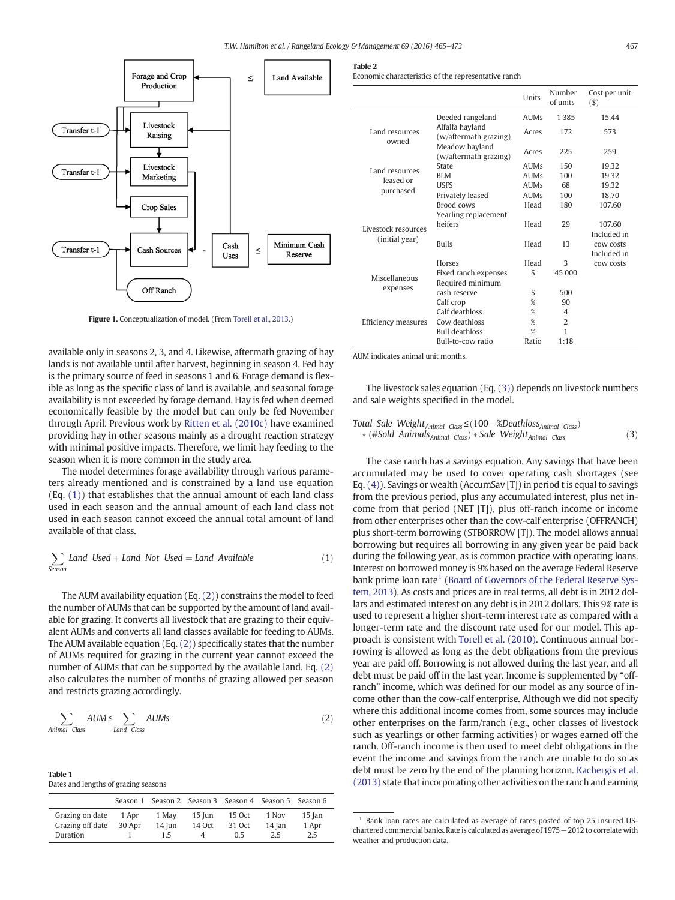Figure 1. Conceptualization of model. (From Torell et al., 2013.)

available only in seasons 2, 3, and 4. Likewise, aftermath grazing of hay lands is not available until after harvest, beginning in season 4. Fed hay is the primary source of feed in seasons 1 and 6. Forage demand is flexible as long as the specific class of land is available, and seasonal forage availability is not exceeded by forage demand. Hay is fed when deemed economically feasible by the model but can only be fed November through April. Previous work by Ritten et al. (2010c) have examined providing hay in other seasons mainly as a drought reaction strategy with minimal positive impacts. Therefore, we limit hay feeding to the season when it is more common in the study area.

The model determines forage availability through various parameters already mentioned and is constrained by a land use equation (Eq. (1)) that establishes that the annual amount of each land class used in each season and the annual amount of each land class not used in each season cannot exceed the annual total amount of land available of that class.

$$\sum_{Season} Land\ \ Used + Land\ \ Not\ \ Used = Land\ \ Available \tag{1}$$

The AUM availability equation (Eq. (2)) constrains the model to feed the number of AUMs that can be supported by the amount of land available for grazing. It converts all livestock that are grazing to their equivalent AUMs and converts all land classes available for feeding to AUMs. The AUM available equation (Eq. (2)) specifically states that the number of AUMs required for grazing in the current year cannot exceed the number of AUMs that can be supported by the available land. Eq. (2) also calculates the number of months of grazing allowed per season and restricts grazing accordingly.

$$\sum_{Animal\ \ Class} AUM \leq \sum_{Land\ \ Class} AUMs \tag{2}$$

**Table 1**
Dates and lengths of grazing seasons

| | Season 1 | Season 2 | Season 3 | Season 4 | Season 5 | Season 6 |
|---|---|---|---|---|---|---|
| Grazing on date | 1 Apr | 1 May | 15 Jun | 15 Oct | 1 Nov | 15 Jan |
| Grazing off date | 30 Apr | 14 Jun | 14 Oct | 31 Oct | 14 Jan | 1 Apr |
| Duration | 1 | 1.5 | 4 | 0.5 | 2.5 | 2.5 |

**Table 2**
Economic characteristics of the representative ranch

| | | Units | Number of units | Cost per unit ($) |
|---|---|---|---|---|
| Land resources owned | Deeded rangeland | AUMs | 1 385 | 15.44 |
| | Alfalfa hayland (w/aftermath grazing) | Acres | 172 | 573 |
| | Meadow hayland (w/aftermath grazing) | Acres | 225 | 259 |
| Land resources leased or purchased | State | AUMs | 150 | 19.32 |
| | BLM | AUMs | 100 | 19.32 |
| | USFS | AUMs | 68 | 19.32 |
| | Privately leased | AUMs | 100 | 18.70 |
| Livestock resources (initial year) | Brood cows | Head | 180 | 107.60 |
| | Yearling replacement heifers | Head | 29 | 107.60 |
| | Bulls | Head | 13 | Included in cow costs |
| | Horses | Head | 3 | Included in cow costs |
| Miscellaneous expenses | Fixed ranch expenses | $ | 45 000 | |
| | Required minimum cash reserve | $ | 500 | |
| Efficiency measures | Calf crop | % | 90 | |
| | Calf deathloss | % | 4 | |
| | Cow deathloss | % | 2 | |
| | Bull deathloss | % | 1 | |
| | Bull-to-cow ratio | Ratio | 1:18 | |

AUM indicates animal unit months.

The livestock sales equation (Eq. (3)) depends on livestock numbers and sale weights specified in the model.

$$Total\ \ Sale\ \ Weight_{Animal\ \ Class} \leq (100 - \%Deathloss_{Animal\ \ Class}) * (\#Sold\ \ Animals_{Animal\ \ Class}) * Sale\ \ Weight_{Animal\ \ Class} \tag{3}$$

The case ranch has a savings equation. Any savings that have been accumulated may be used to cover operating cash shortages (see Eq. (4)). Savings or wealth (AccumSav [T]) in period t is equal to savings from the previous period, plus any accumulated interest, plus net income from that period (NET [T]), plus off-ranch income or income from other enterprises other than the cow-calf enterprise (OFFRANCH) plus short-term borrowing (STBORROW [T]). The model allows annual borrowing but requires all borrowing in any given year be paid back during the following year, as is common practice with operating loans. Interest on borrowed money is 9% based on the average Federal Reserve bank prime loan rate[1] (Board of Governors of the Federal Reserve System, 2013). As costs and prices are in real terms, all debt is in 2012 dollars and estimated interest on any debt is in 2012 dollars. This 9% rate is used to represent a higher short-term interest rate as compared with a longer-term rate and the discount rate used for our model. This approach is consistent with Torell et al. (2010). Continuous annual borrowing is allowed as long as the debt obligations from the previous year are paid off. Borrowing is not allowed during the last year, and all debt must be paid off in the last year. Income is supplemented by "off-ranch" income, which was defined for our model as any source of income other than the cow-calf enterprise. Although we did not specify where this additional income comes from, some sources may include other enterprises on the farm/ranch (e.g., other classes of livestock such as yearlings or other farming activities) or wages earned off the ranch. Off-ranch income is then used to meet debt obligations in the event the income and savings from the ranch are unable to do so as debt must be zero by the end of the planning horizon. Kachergis et al. (2013) state that incorporating other activities on the ranch and earning

[1] Bank loan rates are calculated as average of rates posted of top 25 insured US-chartered commercial banks. Rate is calculated as average of 1975 — 2012 to correlate with weather and production data.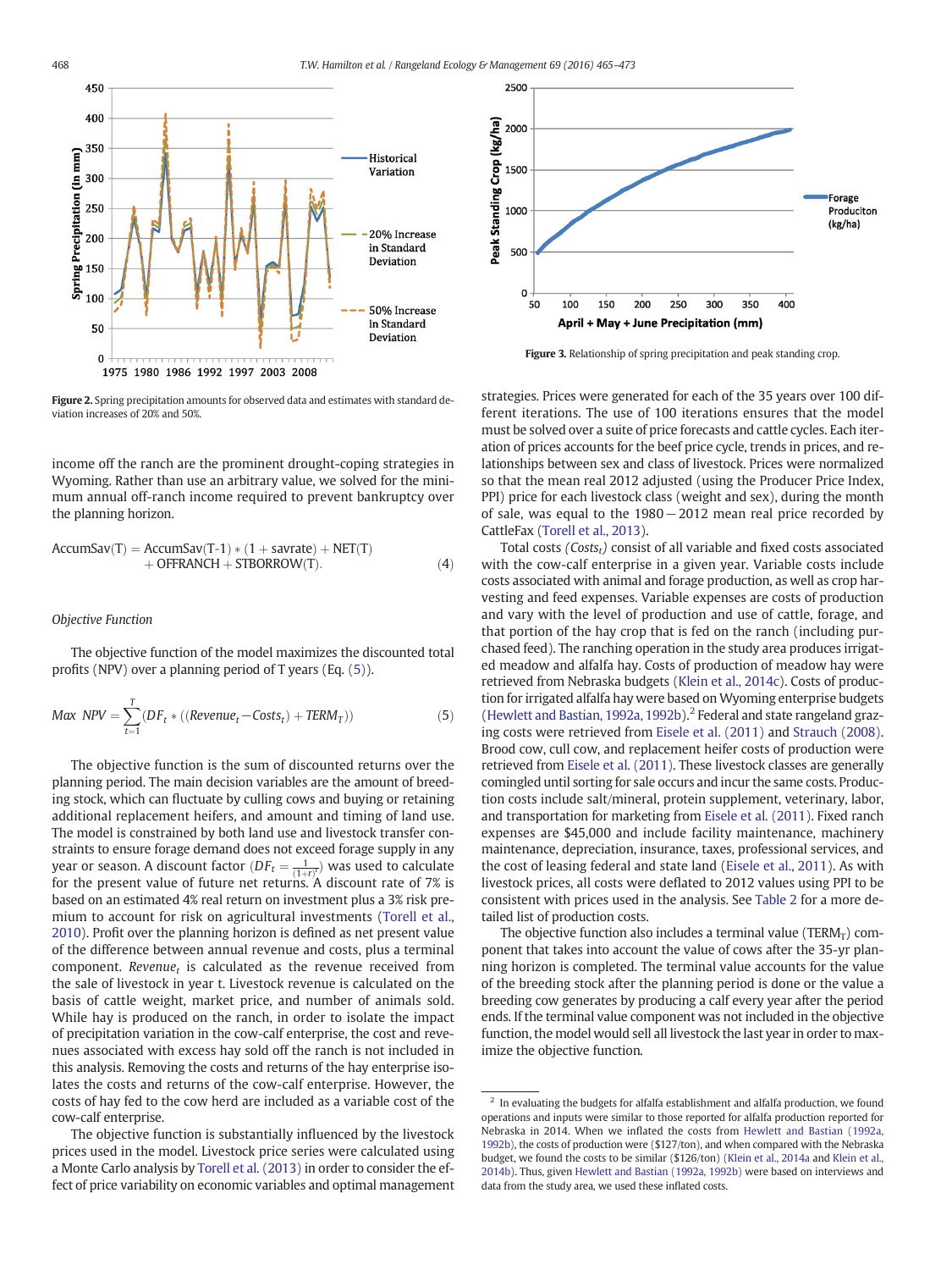Figure 2. Spring precipitation amounts for observed data and estimates with standard deviation increases of 20% and 50%.

Figure 3. Relationship of spring precipitation and peak standing crop.

income off the ranch are the prominent drought-coping strategies in Wyoming. Rather than use an arbitrary value, we solved for the minimum annual off-ranch income required to prevent bankruptcy over the planning horizon.

$$\text{AccumSav(T)} = \text{AccumSav(T-1)} * (1 + \text{savrate}) + \text{NET(T)} + \text{OFFRANCH} + \text{STBORROW(T)}. \tag{4}$$

*Objective Function*

The objective function of the model maximizes the discounted total profits (NPV) over a planning period of T years (Eq. (5)).

$$Max\ \ NPV = \sum_{t=1}^{T} (DF_t * ((Revenue_t - Costs_t) + TERM_T)) \tag{5}$$

The objective function is the sum of discounted returns over the planning period. The main decision variables are the amount of breeding stock, which can fluctuate by culling cows and buying or retaining additional replacement heifers, and amount and timing of land use. The model is constrained by both land use and livestock transfer constraints to ensure forage demand does not exceed forage supply in any year or season. A discount factor ($DF_t = \frac{1}{(1+r)^t}$) was used to calculate for the present value of future net returns. A discount rate of 7% is based on an estimated 4% real return on investment plus a 3% risk premium to account for risk on agricultural investments (Torell et al., 2010). Profit over the planning horizon is defined as net present value of the difference between annual revenue and costs, plus a terminal component. $Revenue_t$ is calculated as the revenue received from the sale of livestock in year t. Livestock revenue is calculated on the basis of cattle weight, market price, and number of animals sold. While hay is produced on the ranch, in order to isolate the impact of precipitation variation in the cow-calf enterprise, the cost and revenues associated with excess hay sold off the ranch is not included in this analysis. Removing the costs and returns of the hay enterprise isolates the costs and returns of the cow-calf enterprise. However, the costs of hay fed to the cow herd are included as a variable cost of the cow-calf enterprise.

The objective function is substantially influenced by the livestock prices used in the model. Livestock price series were calculated using a Monte Carlo analysis by Torell et al. (2013) in order to consider the effect of price variability on economic variables and optimal management strategies. Prices were generated for each of the 35 years over 100 different iterations. The use of 100 iterations ensures that the model must be solved over a suite of price forecasts and cattle cycles. Each iteration of prices accounts for the beef price cycle, trends in prices, and relationships between sex and class of livestock. Prices were normalized so that the mean real 2012 adjusted (using the Producer Price Index, PPI) price for each livestock class (weight and sex), during the month of sale, was equal to the 1980−2012 mean real price recorded by CattleFax (Torell et al., 2013).

Total costs ($Costs_t$) consist of all variable and fixed costs associated with the cow-calf enterprise in a given year. Variable costs include costs associated with animal and forage production, as well as crop harvesting and feed expenses. Variable expenses are costs of production and vary with the level of production and use of cattle, forage, and that portion of the hay crop that is fed on the ranch (including purchased feed). The ranching operation in the study area produces irrigated meadow and alfalfa hay. Costs of production of meadow hay were retrieved from Nebraska budgets (Klein et al., 2014c). Costs of production for irrigated alfalfa hay were based on Wyoming enterprise budgets (Hewlett and Bastian, 1992a, 1992b).[2] Federal and state rangeland grazing costs were retrieved from Eisele et al. (2011) and Strauch (2008). Brood cow, cull cow, and replacement heifer costs of production were retrieved from Eisele et al. (2011). These livestock classes are generally comingled until sorting for sale occurs and incur the same costs. Production costs include salt/mineral, protein supplement, veterinary, labor, and transportation for marketing from Eisele et al. (2011). Fixed ranch expenses are $45,000 and include facility maintenance, machinery maintenance, depreciation, insurance, taxes, professional services, and the cost of leasing federal and state land (Eisele et al., 2011). As with livestock prices, all costs were deflated to 2012 values using PPI to be consistent with prices used in the analysis. See Table 2 for a more detailed list of production costs.

The objective function also includes a terminal value ($TERM_T$) component that takes into account the value of cows after the 35-yr planning horizon is completed. The terminal value accounts for the value of the breeding stock after the planning period is done or the value a breeding cow generates by producing a calf every year after the period ends. If the terminal value component was not included in the objective function, the model would sell all livestock the last year in order to maximize the objective function.

[2] In evaluating the budgets for alfalfa establishment and alfalfa production, we found operations and inputs were similar to those reported for alfalfa production reported for Nebraska in 2014. When we inflated the costs from Hewlett and Bastian (1992a, 1992b), the costs of production were ($127/ton), and when compared with the Nebraska budget, we found the costs to be similar ($126/ton) (Klein et al., 2014a and Klein et al., 2014b). Thus, given Hewlett and Bastian (1992a, 1992b) were based on interviews and data from the study area, we used these inflated costs.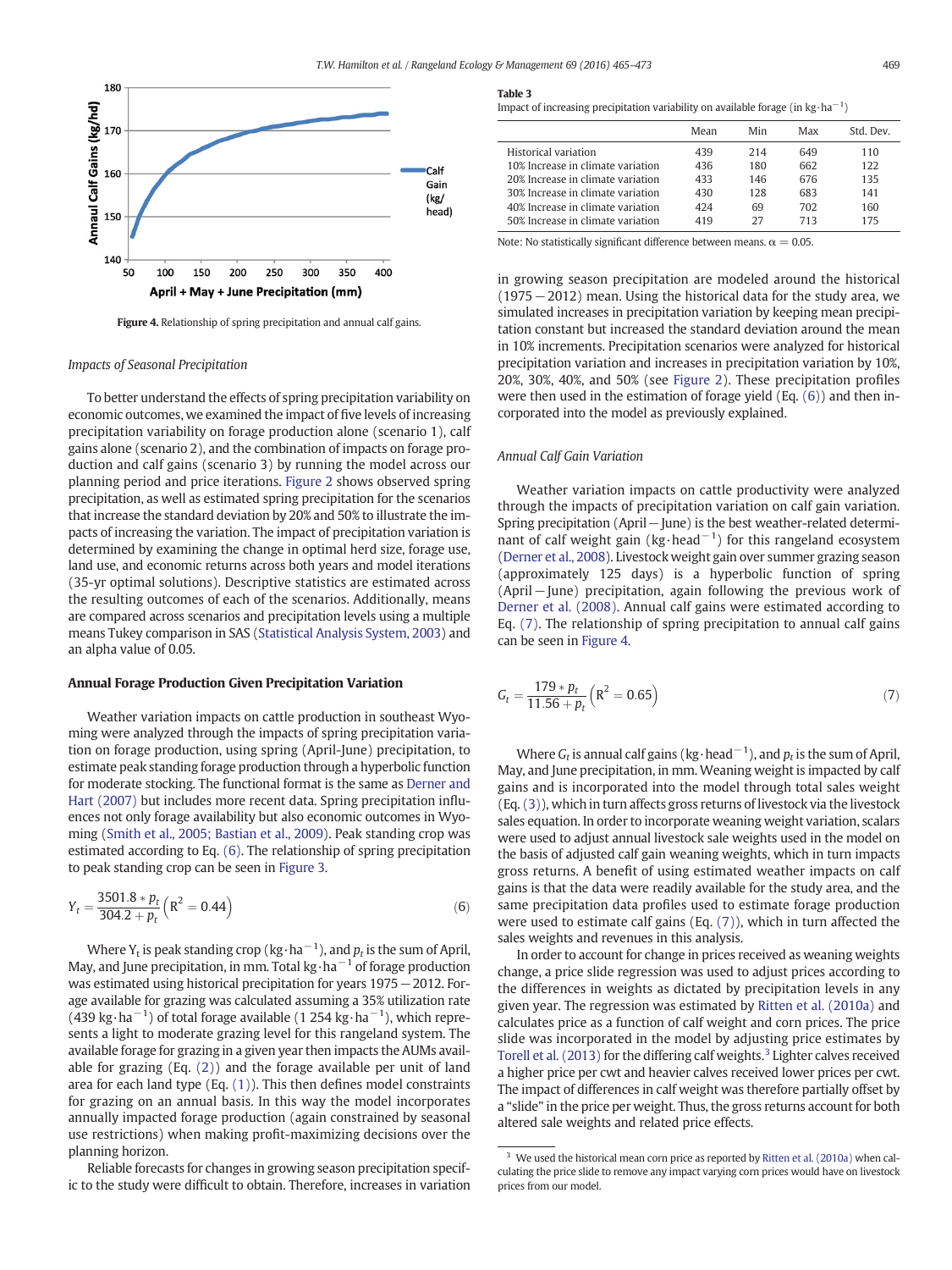Figure 4. Relationship of spring precipitation and annual calf gains.

*Impacts of Seasonal Precipitation*

To better understand the effects of spring precipitation variability on economic outcomes, we examined the impact of five levels of increasing precipitation variability on forage production alone (scenario 1), calf gains alone (scenario 2), and the combination of impacts on forage production and calf gains (scenario 3) by running the model across our planning period and price iterations. Figure 2 shows observed spring precipitation, as well as estimated spring precipitation for the scenarios that increase the standard deviation by 20% and 50% to illustrate the impacts of increasing the variation. The impact of precipitation variation is determined by examining the change in optimal herd size, forage use, land use, and economic returns across both years and model iterations (35-yr optimal solutions). Descriptive statistics are estimated across the resulting outcomes of each of the scenarios. Additionally, means are compared across scenarios and precipitation levels using a multiple means Tukey comparison in SAS (Statistical Analysis System, 2003) and an alpha value of 0.05.

### Annual Forage Production Given Precipitation Variation

Weather variation impacts on cattle production in southeast Wyoming were analyzed through the impacts of spring precipitation variation on forage production, using spring (April-June) precipitation, to estimate peak standing forage production through a hyperbolic function for moderate stocking. The functional format is the same as Derner and Hart (2007) but includes more recent data. Spring precipitation influences not only forage availability but also economic outcomes in Wyoming (Smith et al., 2005; Bastian et al., 2009). Peak standing crop was estimated according to Eq. (6). The relationship of spring precipitation to peak standing crop can be seen in Figure 3.

$$Y_t = \frac{3501.8 * p_t}{304.2 + p_t} \left(R^2 = 0.44\right) \tag{6}$$

Where $Y_t$ is peak standing crop ($kg \cdot ha^{-1}$), and $p_t$ is the sum of April, May, and June precipitation, in mm. Total $kg \cdot ha^{-1}$ of forage production was estimated using historical precipitation for years 1975 − 2012. Forage available for grazing was calculated assuming a 35% utilization rate (439 $kg \cdot ha^{-1}$) of total forage available (1 254 $kg \cdot ha^{-1}$), which represents a light to moderate grazing level for this rangeland system. The available forage for grazing in a given year then impacts the AUMs available for grazing (Eq. (2)) and the forage available per unit of land area for each land type (Eq. (1)). This then defines model constraints for grazing on an annual basis. In this way the model incorporates annually impacted forage production (again constrained by seasonal use restrictions) when making profit-maximizing decisions over the planning horizon.

Reliable forecasts for changes in growing season precipitation specific to the study were difficult to obtain. Therefore, increases in variation in growing season precipitation are modeled around the historical (1975 − 2012) mean. Using the historical data for the study area, we simulated increases in precipitation variation by keeping mean precipitation constant but increased the standard deviation around the mean in 10% increments. Precipitation scenarios were analyzed for historical precipitation variation and increases in precipitation variation by 10%, 20%, 30%, 40%, and 50% (see Figure 2). These precipitation profiles were then used in the estimation of forage yield (Eq. (6)) and then incorporated into the model as previously explained.

**Table 3**
Impact of increasing precipitation variability on available forage (in $kg \cdot ha^{-1}$)

| | Mean | Min | Max | Std. Dev. |
|---|---|---|---|---|
| Historical variation | 439 | 214 | 649 | 110 |
| 10% Increase in climate variation | 436 | 180 | 662 | 122 |
| 20% Increase in climate variation | 433 | 146 | 676 | 135 |
| 30% Increase in climate variation | 430 | 128 | 683 | 141 |
| 40% Increase in climate variation | 424 | 69 | 702 | 160 |
| 50% Increase in climate variation | 419 | 27 | 713 | 175 |

Note: No statistically significant difference between means. α = 0.05.

*Annual Calf Gain Variation*

Weather variation impacts on cattle productivity were analyzed through the impacts of precipitation variation on calf gain variation. Spring precipitation (April − June) is the best weather-related determinant of calf weight gain ($kg \cdot head^{-1}$) for this rangeland ecosystem (Derner et al., 2008). Livestock weight gain over summer grazing season (approximately 125 days) is a hyperbolic function of spring (April − June) precipitation, again following the previous work of Derner et al. (2008). Annual calf gains were estimated according to Eq. (7). The relationship of spring precipitation to annual calf gains can be seen in Figure 4.

$$G_t = \frac{179 * p_t}{11.56 + p_t} \left(R^2 = 0.65\right) \tag{7}$$

Where $G_t$ is annual calf gains ($kg \cdot head^{-1}$), and $p_t$ is the sum of April, May, and June precipitation, in mm. Weaning weight is impacted by calf gains and is incorporated into the model through total sales weight (Eq. (3)), which in turn affects gross returns of livestock via the livestock sales equation. In order to incorporate weaning weight variation, scalars were used to adjust annual livestock sale weights used in the model on the basis of adjusted calf gain weaning weights, which in turn impacts gross returns. A benefit of using estimated weather impacts on calf gains is that the data were readily available for the study area, and the same precipitation data profiles used to estimate forage production were used to estimate calf gains (Eq. (7)), which in turn affected the sales weights and revenues in this analysis.

In order to account for change in prices received as weaning weights change, a price slide regression was used to adjust prices according to the differences in weights as dictated by precipitation levels in any given year. The regression was estimated by Ritten et al. (2010a) and calculates price as a function of calf weight and corn prices. The price slide was incorporated in the model by adjusting price estimates by Torell et al. (2013) for the differing calf weights.[3] Lighter calves received a higher price per cwt and heavier calves received lower prices per cwt. The impact of differences in calf weight was therefore partially offset by a "slide" in the price per weight. Thus, the gross returns account for both altered sale weights and related price effects.

[3] We used the historical mean corn price as reported by Ritten et al. (2010a) when calculating the price slide to remove any impact varying corn prices would have on livestock prices from our model.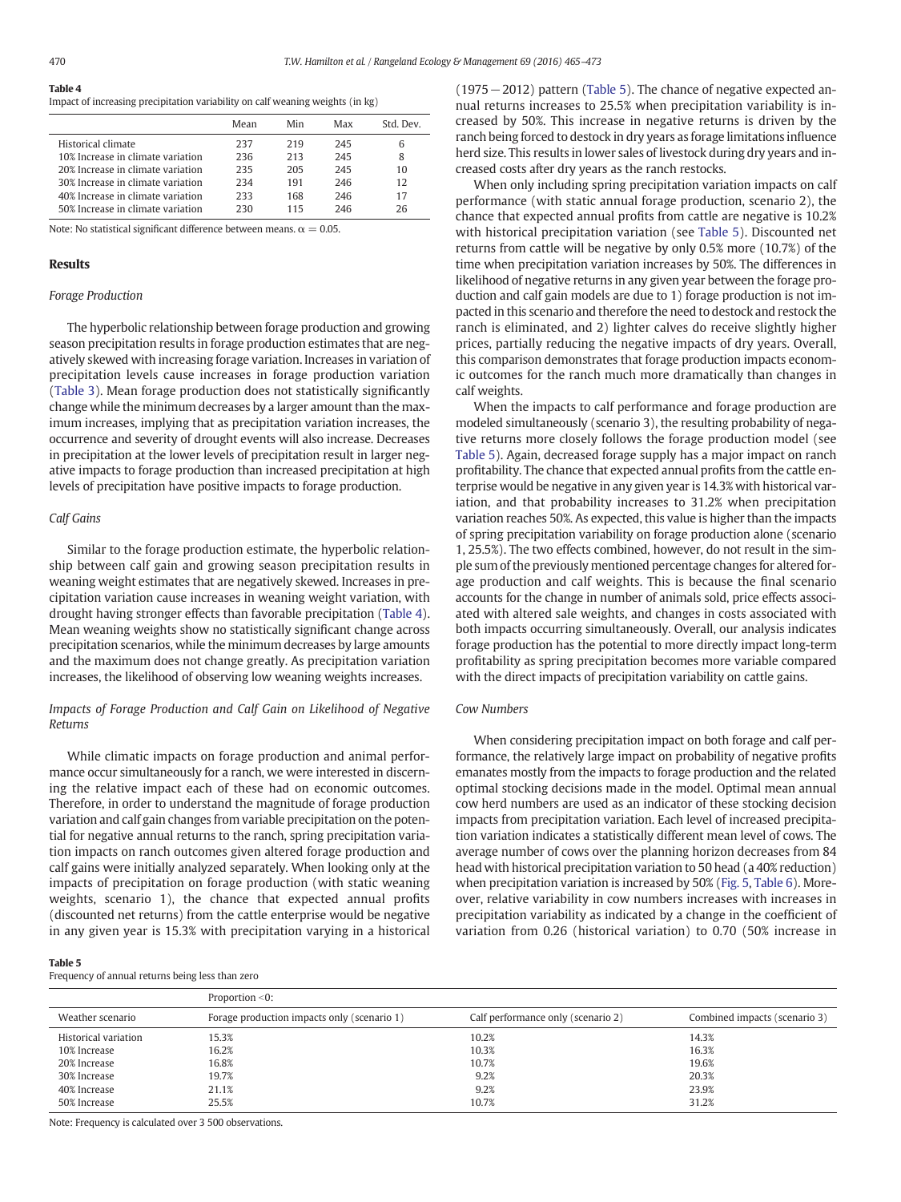**Table 4**
Impact of increasing precipitation variability on calf weaning weights (in kg)

| | Mean | Min | Max | Std. Dev. |
|---|---|---|---|---|
| Historical climate | 237 | 219 | 245 | 6 |
| 10% Increase in climate variation | 236 | 213 | 245 | 8 |
| 20% Increase in climate variation | 235 | 205 | 245 | 10 |
| 30% Increase in climate variation | 234 | 191 | 246 | 12 |
| 40% Increase in climate variation | 233 | 168 | 246 | 17 |
| 50% Increase in climate variation | 230 | 115 | 246 | 26 |

Note: No statistical significant difference between means. $\alpha = 0.05$.

## Results

### Forage Production

The hyperbolic relationship between forage production and growing season precipitation results in forage production estimates that are negatively skewed with increasing forage variation. Increases in variation of precipitation levels cause increases in forage production variation (Table 3). Mean forage production does not statistically significantly change while the minimum decreases by a larger amount than the maximum increases, implying that as precipitation variation increases, the occurrence and severity of drought events will also increase. Decreases in precipitation at the lower levels of precipitation result in larger negative impacts to forage production than increased precipitation at high levels of precipitation have positive impacts to forage production.

### Calf Gains

Similar to the forage production estimate, the hyperbolic relationship between calf gain and growing season precipitation results in weaning weight estimates that are negatively skewed. Increases in precipitation variation cause increases in weaning weight variation, with drought having stronger effects than favorable precipitation (Table 4). Mean weaning weights show no statistically significant change across precipitation scenarios, while the minimum decreases by large amounts and the maximum does not change greatly. As precipitation variation increases, the likelihood of observing low weaning weights increases.

### Impacts of Forage Production and Calf Gain on Likelihood of Negative Returns

While climatic impacts on forage production and animal performance occur simultaneously for a ranch, we were interested in discerning the relative impact each of these had on economic outcomes. Therefore, in order to understand the magnitude of forage production variation and calf gain changes from variable precipitation on the potential for negative annual returns to the ranch, spring precipitation variation impacts on ranch outcomes given altered forage production and calf gains were initially analyzed separately. When looking only at the impacts of precipitation on forage production (with static weaning weights, scenario 1), the chance that expected annual profits (discounted net returns) from the cattle enterprise would be negative in any given year is 15.3% with precipitation varying in a historical (1975 − 2012) pattern (Table 5). The chance of negative expected annual returns increases to 25.5% when precipitation variability is increased by 50%. This increase in negative returns is driven by the ranch being forced to destock in dry years as forage limitations influence herd size. This results in lower sales of livestock during dry years and increased costs after dry years as the ranch restocks.

When only including spring precipitation variation impacts on calf performance (with static annual forage production, scenario 2), the chance that expected annual profits from cattle are negative is 10.2% with historical precipitation variation (see Table 5). Discounted net returns from cattle will be negative by only 0.5% more (10.7%) of the time when precipitation variation increases by 50%. The differences in likelihood of negative returns in any given year between the forage production and calf gain models are due to 1) forage production is not impacted in this scenario and therefore the need to destock and restock the ranch is eliminated, and 2) lighter calves do receive slightly higher prices, partially reducing the negative impacts of dry years. Overall, this comparison demonstrates that forage production impacts economic outcomes for the ranch much more dramatically than changes in calf weights.

When the impacts to calf performance and forage production are modeled simultaneously (scenario 3), the resulting probability of negative returns more closely follows the forage production model (see Table 5). Again, decreased forage supply has a major impact on ranch profitability. The chance that expected annual profits from the cattle enterprise would be negative in any given year is 14.3% with historical variation, and that probability increases to 31.2% when precipitation variation reaches 50%. As expected, this value is higher than the impacts of spring precipitation variability on forage production alone (scenario 1, 25.5%). The two effects combined, however, do not result in the simple sum of the previously mentioned percentage changes for altered forage production and calf weights. This is because the final scenario accounts for the change in number of animals sold, price effects associated with altered sale weights, and changes in costs associated with both impacts occurring simultaneously. Overall, our analysis indicates forage production has the potential to more directly impact long-term profitability as spring precipitation becomes more variable compared with the direct impacts of precipitation variability on cattle gains.

### Cow Numbers

When considering precipitation impact on both forage and calf performance, the relatively large impact on probability of negative profits emanates mostly from the impacts to forage production and the related optimal stocking decisions made in the model. Optimal mean annual cow herd numbers are used as an indicator of these stocking decision impacts from precipitation variation. Each level of increased precipitation variation indicates a statistically different mean level of cows. The average number of cows over the planning horizon decreases from 84 head with historical precipitation variation to 50 head (a 40% reduction) when precipitation variation is increased by 50% (Fig. 5, Table 6). Moreover, relative variability in cow numbers increases with increases in precipitation variability as indicated by a change in the coefficient of variation from 0.26 (historical variation) to 0.70 (50% increase in

**Table 5**
Frequency of annual returns being less than zero

| | Proportion <0: | | |
|---|---|---|---|
| Weather scenario | Forage production impacts only (scenario 1) | Calf performance only (scenario 2) | Combined impacts (scenario 3) |
| Historical variation | 15.3% | 10.2% | 14.3% |
| 10% Increase | 16.2% | 10.3% | 16.3% |
| 20% Increase | 16.8% | 10.7% | 19.6% |
| 30% Increase | 19.7% | 9.2% | 20.3% |
| 40% Increase | 21.1% | 9.2% | 23.9% |
| 50% Increase | 25.5% | 10.7% | 31.2% |

Note: Frequency is calculated over 3 500 observations.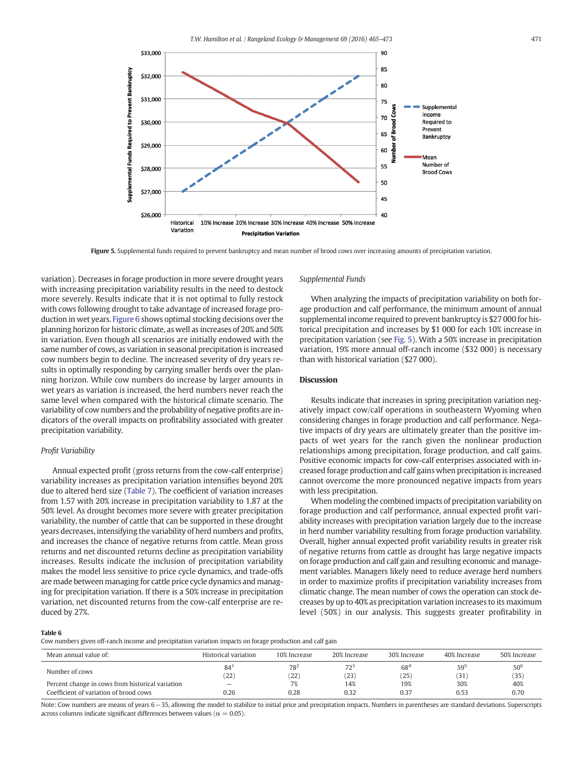Figure 5. Supplemental funds required to prevent bankruptcy and mean number of brood cows over increasing amounts of precipitation variation.

variation). Decreases in forage production in more severe drought years with increasing precipitation variability results in the need to destock more severely. Results indicate that it is not optimal to fully restock with cows following drought to take advantage of increased forage production in wet years. Figure 6 shows optimal stocking decisions over the planning horizon for historic climate, as well as increases of 20% and 50% in variation. Even though all scenarios are initially endowed with the same number of cows, as variation in seasonal precipitation is increased cow numbers begin to decline. The increased severity of dry years results in optimally responding by carrying smaller herds over the planning horizon. While cow numbers do increase by larger amounts in wet years as variation is increased, the herd numbers never reach the same level when compared with the historical climate scenario. The variability of cow numbers and the probability of negative profits are indicators of the overall impacts on profitability associated with greater precipitation variability.

*Profit Variability*

Annual expected profit (gross returns from the cow-calf enterprise) variability increases as precipitation variation intensifies beyond 20% due to altered herd size (Table 7). The coefficient of variation increases from 1.57 with 20% increase in precipitation variability to 1.87 at the 50% level. As drought becomes more severe with greater precipitation variability, the number of cattle that can be supported in these drought years decreases, intensifying the variability of herd numbers and profits, and increases the chance of negative returns from cattle. Mean gross returns and net discounted returns decline as precipitation variability increases. Results indicate the inclusion of precipitation variability makes the model less sensitive to price cycle dynamics, and trade-offs are made between managing for cattle price cycle dynamics and managing for precipitation variation. If there is a 50% increase in precipitation variation, net discounted returns from the cow-calf enterprise are reduced by 27%.

*Supplemental Funds*

When analyzing the impacts of precipitation variability on both forage production and calf performance, the minimum amount of annual supplemental income required to prevent bankruptcy is $27 000 for historical precipitation and increases by $1 000 for each 10% increase in precipitation variation (see Fig. 5). With a 50% increase in precipitation variation, 19% more annual off-ranch income ($32 000) is necessary than with historical variation ($27 000).

## Discussion

Results indicate that increases in spring precipitation variation negatively impact cow/calf operations in southeastern Wyoming when considering changes in forage production and calf performance. Negative impacts of dry years are ultimately greater than the positive impacts of wet years for the ranch given the nonlinear production relationships among precipitation, forage production, and calf gains. Positive economic impacts for cow-calf enterprises associated with increased forage production and calf gains when precipitation is increased cannot overcome the more pronounced negative impacts from years with less precipitation.

When modeling the combined impacts of precipitation variability on forage production and calf performance, annual expected profit variability increases with precipitation variation largely due to the increase in herd number variability resulting from forage production variability. Overall, higher annual expected profit variability results in greater risk of negative returns from cattle as drought has large negative impacts on forage production and calf gain and resulting economic and management variables. Managers likely need to reduce average herd numbers in order to maximize profits if precipitation variability increases from climatic change. The mean number of cows the operation can stock decreases by up to 40% as precipitation variation increases to its maximum level (50%) in our analysis. This suggests greater profitability in

**Table 6**
Cow numbers given off-ranch income and precipitation variation impacts on forage production and calf gain

| Mean annual value of: | Historical variation | 10% Increase | 20% Increase | 30% Increase | 40% Increase | 50% Increase |
|---|---|---|---|---|---|---|
| Number of cows | 84[1] (22) | 78[2] (22) | 72[3] (23) | 68[4] (25) | 59[5] (31) | 50[6] (35) |
| Percent change in cows from historical variation | — | 7% | 14% | 19% | 30% | 40% |
| Coefficient of variation of brood cows | 0.26 | 0.28 | 0.32 | 0.37 | 0.53 | 0.70 |

Note: Cow numbers are means of years 6 − 35, allowing the model to stabilize to initial price and precipitation impacts. Numbers in parentheses are standard deviations. Superscripts across columns indicate significant differences between values ($\alpha = 0.05$).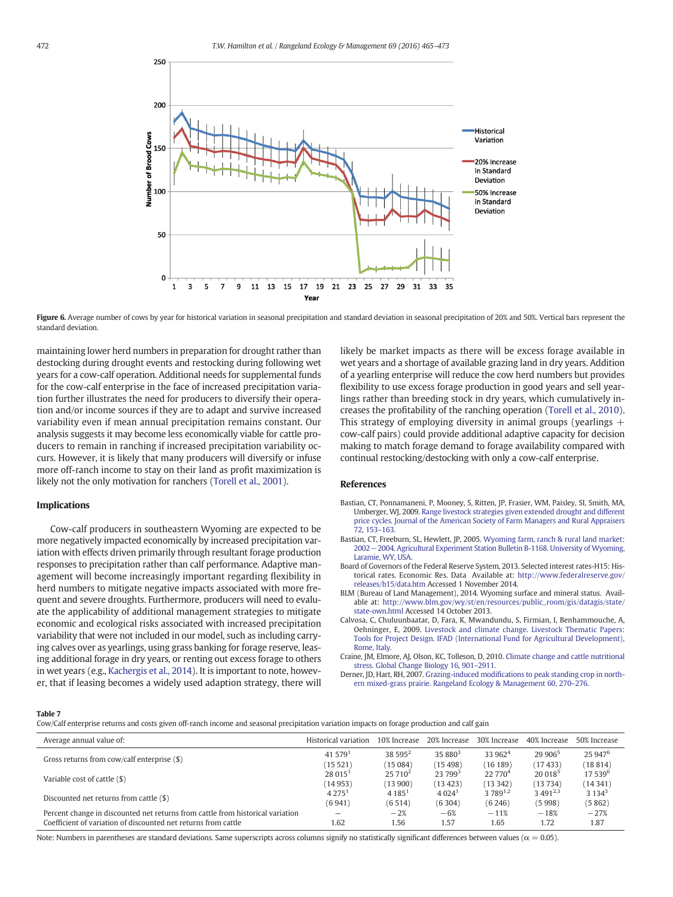250
200
150
100
50
0
Number of Brood Cows
1 3 5 7 9 11 13 15 17 19 21 23 25 27 29 31 33 35
Year
Historical Variation
20% Increase in Standard Deviation
50% Increase in Standard Deviation

**Figure 6.** Average number of cows by year for historical variation in seasonal precipitation and standard deviation in seasonal precipitation of 20% and 50%. Vertical bars represent the standard deviation.

maintaining lower herd numbers in preparation for drought rather than destocking during drought events and restocking during following wet years for a cow-calf operation. Additional needs for supplemental funds for the cow-calf enterprise in the face of increased precipitation variation further illustrates the need for producers to diversify their operation and/or income sources if they are to adapt and survive increased variability even if mean annual precipitation remains constant. Our analysis suggests it may become less economically viable for cattle producers to remain in ranching if increased precipitation variability occurs. However, it is likely that many producers will diversify or infuse more off-ranch income to stay on their land as profit maximization is likely not the only motivation for ranchers (Torell et al., 2001).

## Implications

Cow-calf producers in southeastern Wyoming are expected to be more negatively impacted economically by increased precipitation variation with effects driven primarily through resultant forage production responses to precipitation rather than calf performance. Adaptive management will become increasingly important regarding flexibility in herd numbers to mitigate negative impacts associated with more frequent and severe droughts. Furthermore, producers will need to evaluate the applicability of additional management strategies to mitigate economic and ecological risks associated with increased precipitation variability that were not included in our model, such as including carrying calves over as yearlings, using grass banking for forage reserve, leasing additional forage in dry years, or renting out excess forage to others in wet years (e.g., Kachergis et al., 2014). It is important to note, however, that if leasing becomes a widely used adaption strategy, there will likely be market impacts as there will be excess forage available in wet years and a shortage of available grazing land in dry years. Addition of a yearling enterprise will reduce the cow herd numbers but provides flexibility to use excess forage production in good years and sell yearlings rather than breeding stock in dry years, which cumulatively increases the profitability of the ranching operation (Torell et al., 2010). This strategy of employing diversity in animal groups (yearlings + cow-calf pairs) could provide additional adaptive capacity for decision making to match forage demand to forage availability compared with continual restocking/destocking with only a cow-calf enterprise.

## References

Bastian, CT, Ponnamaneni, P, Mooney, S, Ritten, JP, Frasier, WM, Paisley, SI, Smith, MA, Umberger, WJ, 2009. Range livestock strategies given extended drought and different price cycles. Journal of the American Society of Farm Managers and Rural Appraisers 72, 153–163.

Bastian, CT, Freeburn, SL, Hewlett, JP, 2005. Wyoming farm, ranch & rural land market: 2002—2004. Agricultural Experiment Station Bulletin B-1168. University of Wyoming, Laramie, WY, USA.

Board of Governors of the Federal Reserve System, 2013. Selected interest rates-H15: Historical rates. Economic Res. Data Available at: http://www.federalreserve.gov/releases/h15/data.htm Accessed 1 November 2014.

BLM (Bureau of Land Management), 2014. Wyoming surface and mineral status. Available at: http://www.blm.gov/wy/st/en/resources/public_room/gis/datagis/state/state-own.html Accessed 14 October 2013.

Calvosa, C, Chuluunbaatar, D, Fara, K, Mwandundu, S, Firmian, I, Benhammouche, A, Oehninger, E, 2009. Livestock and climate change. Livestock Thematic Papers: Tools for Project Design. IFAD (International Fund for Agricultural Development), Rome, Italy.

Craine, JM, Elmore, AJ, Olson, KC, Tolleson, D, 2010. Climate change and cattle nutritional stress. Global Change Biology 16, 901–2911.

Derner, JD, Hart, RH, 2007. Grazing-induced modifications to peak standing crop in northern mixed-grass prairie. Rangeland Ecology & Management 60, 270–276.

**Table 7**
Cow/Calf enterprise returns and costs given off-ranch income and seasonal precipitation variation impacts on forage production and calf gain

| Average annual value of: | Historical variation | 10% Increase | 20% Increase | 30% Increase | 40% Increase | 50% Increase |
|---|---|---|---|---|---|---|
| Gross returns from cow/calf enterprise ($) | 41 579[1] (15 521) | 38 595[2] (15 084) | 35 880[3] (15 498) | 33 962[4] (16 189) | 29 906[5] (17 433) | 25 947[6] (18 814) |
| Variable cost of cattle ($) | 28 015[1] (14 953) | 25 710[2] (13 900) | 23 799[3] (13 423) | 22 770[4] (13 342) | 20 018[5] (13 734) | 17 539[6] (14 341) |
| Discounted net returns from cattle ($) | 4 275[1] (6 941) | 4 185[1] (6 514) | 4 024[1] (6 304) | 3 789[1,2] (6 246) | 3 491[2,3] (5 998) | 3 134[3] (5 862) |
| Percent change in discounted net returns from cattle from historical variation | – | −2% | −6% | −11% | −18% | −27% |
| Coefficient of variation of discounted net returns from cattle | 1.62 | 1.56 | 1.57 | 1.65 | 1.72 | 1.87 |

Note: Numbers in parentheses are standard deviations. Same superscripts across columns signify no statistically significant differences between values ($\alpha = 0.05$).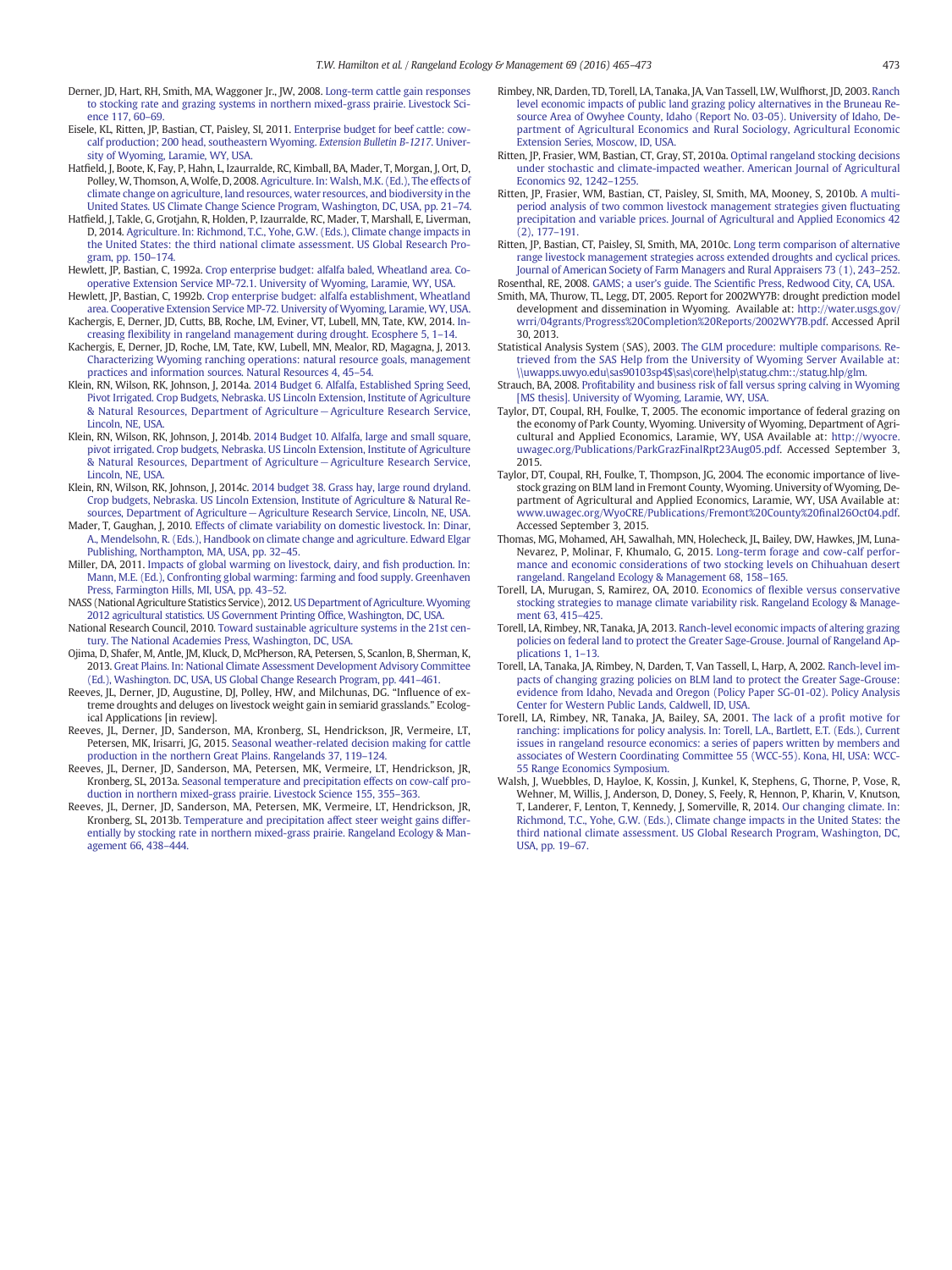Derner, JD, Hart, RH, Smith, MA, Waggoner Jr., JW, 2008. Long-term cattle gain responses to stocking rate and grazing systems in northern mixed-grass prairie. Livestock Science 117, 60–69.

Eisele, KL, Ritten, JP, Bastian, CT, Paisley, SI, 2011. Enterprise budget for beef cattle: cow-calf production; 200 head, southeastern Wyoming. *Extension Bulletin B-1217*. University of Wyoming, Laramie, WY, USA.

Hatfield, J, Boote, K, Fay, P, Hahn, L, Izaurralde, RC, Kimball, BA, Mader, T, Morgan, J, Ort, D, Polley, W, Thomson, A, Wolfe, D, 2008. Agriculture. In: Walsh, M.K. (Ed.), The effects of climate change on agriculture, land resources, water resources, and biodiversity in the United States. US Climate Change Science Program, Washington, DC, USA, pp. 21–74.

Hatfield, J, Takle, G, Grotjahn, R, Holden, P, Izaurralde, RC, Mader, T, Marshall, E, Liverman, D, 2014. Agriculture. In: Richmond, T.C., Yohe, G.W. (Eds.), Climate change impacts in the United States: the third national climate assessment. US Global Research Program, pp. 150–174.

Hewlett, JP, Bastian, C, 1992a. Crop enterprise budget: alfalfa baled, Wheatland area. Cooperative Extension Service MP-72.1. University of Wyoming, Laramie, WY, USA.

Hewlett, JP, Bastian, C, 1992b. Crop enterprise budget: alfalfa establishment, Wheatland area. Cooperative Extension Service MP-72. University of Wyoming, Laramie, WY, USA.

Kachergis, E, Derner, JD, Cutts, BB, Roche, LM, Eviner, VT, Lubell, MN, Tate, KW, 2014. Increasing flexibility in rangeland management during drought. Ecosphere 5, 1–14.

Kachergis, E, Derner, JD, Roche, LM, Tate, KW, Lubell, MN, Mealor, RD, Magagna, J, 2013. Characterizing Wyoming ranching operations: natural resource goals, management practices and information sources. Natural Resources 4, 45–54.

Klein, RN, Wilson, RK, Johnson, J, 2014a. 2014 Budget 6. Alfalfa, Established Spring Seed, Pivot Irrigated. Crop Budgets, Nebraska. US Lincoln Extension, Institute of Agriculture & Natural Resources, Department of Agriculture—Agriculture Research Service, Lincoln, NE, USA.

Klein, RN, Wilson, RK, Johnson, J, 2014b. 2014 Budget 10. Alfalfa, large and small square, pivot irrigated. Crop budgets, Nebraska. US Lincoln Extension, Institute of Agriculture & Natural Resources, Department of Agriculture—Agriculture Research Service, Lincoln, NE, USA.

Klein, RN, Wilson, RK, Johnson, J, 2014c. 2014 budget 38. Grass hay, large round dryland. Crop budgets, Nebraska. US Lincoln Extension, Institute of Agriculture & Natural Resources, Department of Agriculture—Agriculture Research Service, Lincoln, NE, USA.

Mader, T, Gaughan, J, 2010. Effects of climate variability on domestic livestock. In: Dinar, A., Mendelsohn, R. (Eds.), Handbook on climate change and agriculture. Edward Elgar Publishing, Northampton, MA, USA, pp. 32–45.

Miller, DA, 2011. Impacts of global warming on livestock, dairy, and fish production. In: Mann, M.E. (Ed.), Confronting global warming: farming and food supply. Greenhaven Press, Farmington Hills, MI, USA, pp. 43–52.

NASS (National Agriculture Statistics Service), 2012. US Department of Agriculture. Wyoming 2012 agricultural statistics. US Government Printing Office, Washington, DC, USA.

National Research Council, 2010. Toward sustainable agriculture systems in the 21st century. The National Academies Press, Washington, DC, USA.

Ojima, D, Shafer, M, Antle, JM, Kluck, D, McPherson, RA, Petersen, S, Scanlon, B, Sherman, K, 2013. Great Plains. In: National Climate Assessment Development Advisory Committee (Ed.), Washington. DC, USA, US Global Change Research Program, pp. 441–461.

Reeves, JL, Derner, JD, Augustine, DJ, Polley, HW, and Milchunas, DG. "Influence of extreme droughts and deluges on livestock weight gain in semiarid grasslands." Ecological Applications [in review].

Reeves, JL, Derner, JD, Sanderson, MA, Kronberg, SL, Hendrickson, JR, Vermeire, LT, Petersen, MK, Irisarri, JG, 2015. Seasonal weather-related decision making for cattle production in the northern Great Plains. Rangelands 37, 119–124.

Reeves, JL, Derner, JD, Sanderson, MA, Petersen, MK, Vermeire, LT, Hendrickson, JR, Kronberg, SL, 2013a. Seasonal temperature and precipitation effects on cow-calf production in northern mixed-grass prairie. Livestock Science 155, 355–363.

Reeves, JL, Derner, JD, Sanderson, MA, Petersen, MK, Vermeire, LT, Hendrickson, JR, Kronberg, SL, 2013b. Temperature and precipitation affect steer weight gains differentially by stocking rate in northern mixed-grass prairie. Rangeland Ecology & Management 66, 438–444.

Rimbey, NR, Darden, TD, Torell, LA, Tanaka, JA, Van Tassell, LW, Wulfhorst, JD, 2003. Ranch level economic impacts of public land grazing policy alternatives in the Bruneau Resource Area of Owyhee County, Idaho (Report No. 03-05). University of Idaho, Department of Agricultural Economics and Rural Sociology, Agricultural Economic Extension Series, Moscow, ID, USA.

Ritten, JP, Frasier, WM, Bastian, CT, Gray, ST, 2010a. Optimal rangeland stocking decisions under stochastic and climate-impacted weather. American Journal of Agricultural Economics 92, 1242–1255.

Ritten, JP, Frasier, WM, Bastian, CT, Paisley, SI, Smith, MA, Mooney, S, 2010b. A multi-period analysis of two common livestock management strategies given fluctuating precipitation and variable prices. Journal of Agricultural and Applied Economics 42 (2), 177–191.

Ritten, JP, Bastian, CT, Paisley, SI, Smith, MA, 2010c. Long term comparison of alternative range livestock management strategies across extended droughts and cyclical prices. Journal of American Society of Farm Managers and Rural Appraisers 73 (1), 243–252.

Rosenthal, RE, 2008. GAMS; a user's guide. The Scientific Press, Redwood City, CA, USA.

Smith, MA, Thurow, TL, Legg, DT, 2005. Report for 2002WY7B: drought prediction model development and dissemination in Wyoming. Available at: http://water.usgs.gov/wrri/04grants/Progress%20Completion%20Reports/2002WY7B.pdf. Accessed April 30, 2013.

Statistical Analysis System (SAS), 2003. The GLM procedure: multiple comparisons. Retrieved from the SAS Help from the University of Wyoming Server Available at: \\uwapps.uwyo.edu\sas90103sp4$\sas\core\help\statug.chm::/statug.hlp/glm.

Strauch, BA, 2008. Profitability and business risk of fall versus spring calving in Wyoming [MS thesis]. University of Wyoming, Laramie, WY, USA.

Taylor, DT, Coupal, RH, Foulke, T, 2005. The economic importance of federal grazing on the economy of Park County, Wyoming. University of Wyoming, Department of Agricultural and Applied Economics, Laramie, WY, USA Available at: http://wyocre.uwagec.org/Publications/ParkGrazFinalRpt23Aug05.pdf. Accessed September 3, 2015.

Taylor, DT, Coupal, RH, Foulke, T, Thompson, JG, 2004. The economic importance of livestock grazing on BLM land in Fremont County, Wyoming. University of Wyoming, Department of Agricultural and Applied Economics, Laramie, WY, USA Available at: www.uwagec.org/WyoCRE/Publications/Fremont%20County%20final26Oct04.pdf. Accessed September 3, 2015.

Thomas, MG, Mohamed, AH, Sawalhah, MN, Holecheck, JL, Bailey, DW, Hawkes, JM, Luna-Nevarez, P, Molinar, F, Khumalo, G, 2015. Long-term forage and cow-calf performance and economic considerations of two stocking levels on Chihuahuan desert rangeland. Rangeland Ecology & Management 68, 158–165.

Torell, LA, Murugan, S, Ramirez, OA, 2010. Economics of flexible versus conservative stocking strategies to manage climate variability risk. Rangeland Ecology & Management 63, 415–425.

Torell, LA, Rimbey, NR, Tanaka, JA, 2013. Ranch-level economic impacts of altering grazing policies on federal land to protect the Greater Sage-Grouse. Journal of Rangeland Applications 1, 1–13.

Torell, LA, Tanaka, JA, Rimbey, N, Darden, T, Van Tassell, L, Harp, A, 2002. Ranch-level impacts of changing grazing policies on BLM land to protect the Greater Sage-Grouse: evidence from Idaho, Nevada and Oregon (Policy Paper SG-01-02). Policy Analysis Center for Western Public Lands, Caldwell, ID, USA.

Torell, LA, Rimbey, NR, Tanaka, JA, Bailey, SA, 2001. The lack of a profit motive for ranching: implications for policy analysis. In: Torell, L.A., Bartlett, E.T. (Eds.), Current issues in rangeland resource economics: a series of papers written by members and associates of Western Coordinating Committee 55 (WCC-55). Kona, HI, USA: WCC-55 Range Economics Symposium.

Walsh, J, Wuebbles, D, Hayloe, K, Kossin, J, Kunkel, K, Stephens, G, Thorne, P, Vose, R, Wehner, M, Willis, J, Anderson, D, Doney, S, Feely, R, Hennon, P, Kharin, V, Knutson, T, Landerer, F, Lenton, T, Kennedy, J, Somerville, R, 2014. Our changing climate. In: Richmond, T.C., Yohe, G.W. (Eds.), Climate change impacts in the United States: the third national climate assessment. US Global Research Program, Washington, DC, USA, pp. 19–67.